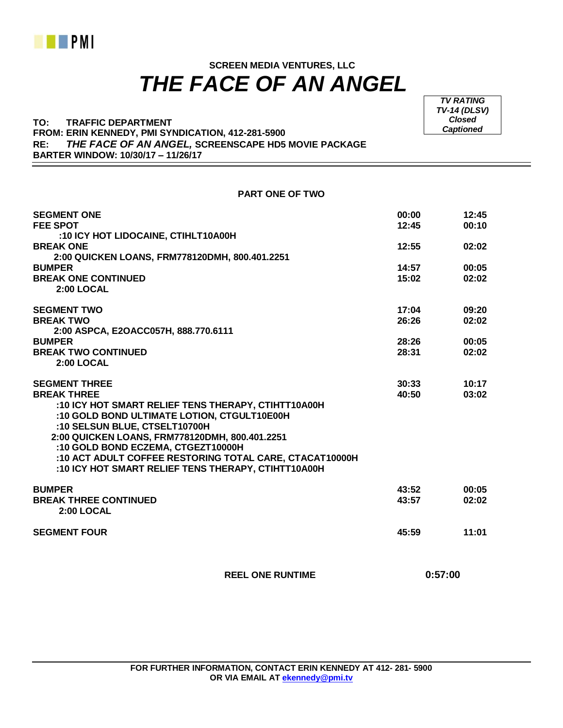PMI

**SCREEN MEDIA VENTURES, LLC**

# *THE FACE OF AN ANGEL*

| *TV RATING* |
|---|
| *TV-14 (DLSV)* |
| *Closed Captioned* |

**TO: TRAFFIC DEPARTMENT**
**FROM: ERIN KENNEDY, PMI SYNDICATION, 412-281-5900**
**RE: *THE FACE OF AN ANGEL,* SCREENSCAPE HD5 MOVIE PACKAGE**
**BARTER WINDOW: 10/30/17 – 11/26/17**

---

**PART ONE OF TWO**

| | | |
|---|---|---|
| **SEGMENT ONE** | **00:00** | **12:45** |
| **FEE SPOT** | **12:45** | **00:10** |
| **:10 ICY HOT LIDOCAINE, CTIHLT10A00H** | | |
| **BREAK ONE** | **12:55** | **02:02** |
| **2:00 QUICKEN LOANS, FRM778120DMH, 800.401.2251** | | |
| **BUMPER** | **14:57** | **00:05** |
| **BREAK ONE CONTINUED** | **15:02** | **02:02** |
| **2:00 LOCAL** | | |
| **SEGMENT TWO** | **17:04** | **09:20** |
| **BREAK TWO** | **26:26** | **02:02** |
| **2:00 ASPCA, E2OACC057H, 888.770.6111** | | |
| **BUMPER** | **28:26** | **00:05** |
| **BREAK TWO CONTINUED** | **28:31** | **02:02** |
| **2:00 LOCAL** | | |
| **SEGMENT THREE** | **30:33** | **10:17** |
| **BREAK THREE** | **40:50** | **03:02** |
| **:10 ICY HOT SMART RELIEF TENS THERAPY, CTIHTT10A00H** | | |
| **:10 GOLD BOND ULTIMATE LOTION, CTGULT10E00H** | | |
| **:10 SELSUN BLUE, CTSELT10700H** | | |
| **2:00 QUICKEN LOANS, FRM778120DMH, 800.401.2251** | | |
| **:10 GOLD BOND ECZEMA, CTGEZT10000H** | | |
| **:10 ACT ADULT COFFEE RESTORING TOTAL CARE, CTACAT10000H** | | |
| **:10 ICY HOT SMART RELIEF TENS THERAPY, CTIHTT10A00H** | | |
| **BUMPER** | **43:52** | **00:05** |
| **BREAK THREE CONTINUED** | **43:57** | **02:02** |
| **2:00 LOCAL** | | |
| **SEGMENT FOUR** | **45:59** | **11:01** |

**REEL ONE RUNTIME 0:57:00**

---

**FOR FURTHER INFORMATION, CONTACT ERIN KENNEDY AT 412- 281- 5900**
**OR VIA EMAIL AT ekennedy@pmi.tv**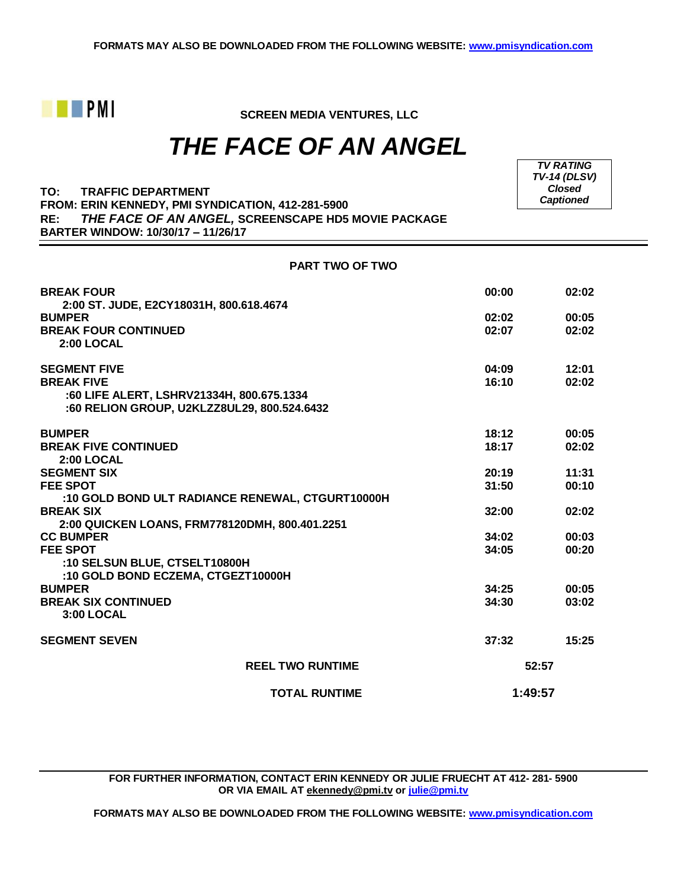FORMATS MAY ALSO BE DOWNLOADED FROM THE FOLLOWING WEBSITE: www.pmisyndication.com

PMI

**SCREEN MEDIA VENTURES, LLC**

# *THE FACE OF AN ANGEL*

***TV RATING***
***TV-14 (DLSV)***
***Closed Captioned***

**TO: TRAFFIC DEPARTMENT**
**FROM: ERIN KENNEDY, PMI SYNDICATION, 412-281-5900**
**RE: *THE FACE OF AN ANGEL,* SCREENSCAPE HD5 MOVIE PACKAGE**
**BARTER WINDOW: 10/30/17 – 11/26/17**

**PART TWO OF TWO**

| | | |
|---|---|---|
| **BREAK FOUR** | 00:00 | 02:02 |
| 2:00 ST. JUDE, E2CY18031H, 800.618.4674 | | |
| **BUMPER** | 02:02 | 00:05 |
| **BREAK FOUR CONTINUED** | 02:07 | 02:02 |
| 2:00 LOCAL | | |
| **SEGMENT FIVE** | 04:09 | 12:01 |
| **BREAK FIVE** | 16:10 | 02:02 |
| :60 LIFE ALERT, LSHRV21334H, 800.675.1334 | | |
| :60 RELION GROUP, U2KLZZ8UL29, 800.524.6432 | | |
| **BUMPER** | 18:12 | 00:05 |
| **BREAK FIVE CONTINUED** | 18:17 | 02:02 |
| 2:00 LOCAL | | |
| **SEGMENT SIX** | 20:19 | 11:31 |
| **FEE SPOT** | 31:50 | 00:10 |
| :10 GOLD BOND ULT RADIANCE RENEWAL, CTGURT10000H | | |
| **BREAK SIX** | 32:00 | 02:02 |
| 2:00 QUICKEN LOANS, FRM778120DMH, 800.401.2251 | | |
| **CC BUMPER** | 34:02 | 00:03 |
| **FEE SPOT** | 34:05 | 00:20 |
| :10 SELSUN BLUE, CTSELT10800H | | |
| :10 GOLD BOND ECZEMA, CTGEZT10000H | | |
| **BUMPER** | 34:25 | 00:05 |
| **BREAK SIX CONTINUED** | 34:30 | 03:02 |
| 3:00 LOCAL | | |
| **SEGMENT SEVEN** | 37:32 | 15:25 |
| **REEL TWO RUNTIME** | 52:57 | |
| **TOTAL RUNTIME** | 1:49:57 | |

FOR FURTHER INFORMATION, CONTACT ERIN KENNEDY OR JULIE FRUECHT AT 412- 281- 5900
OR VIA EMAIL AT ekennedy@pmi.tv or julie@pmi.tv

FORMATS MAY ALSO BE DOWNLOADED FROM THE FOLLOWING WEBSITE: www.pmisyndication.com